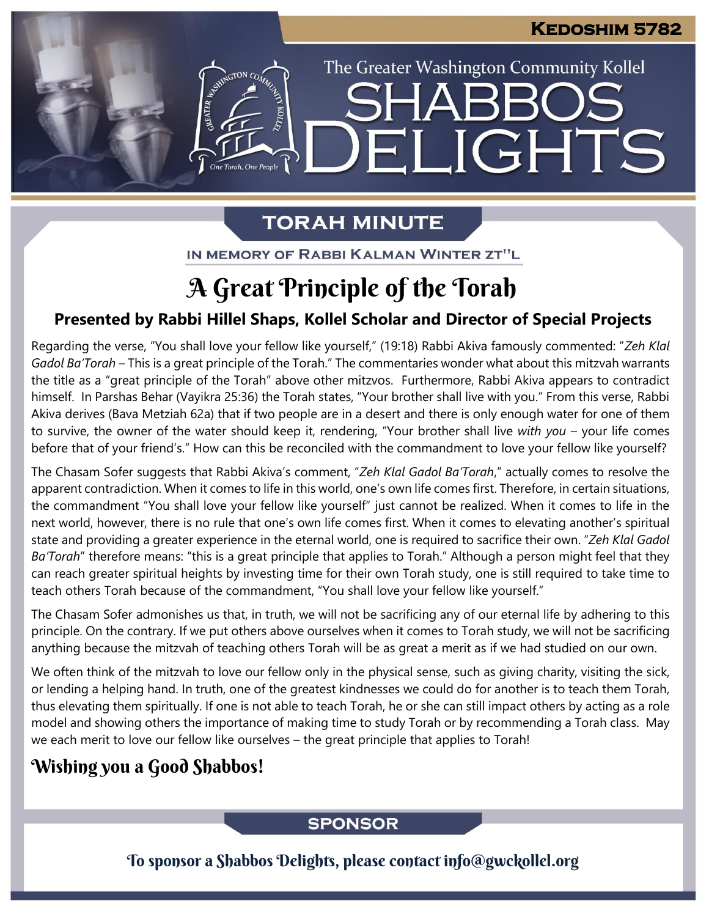Kedoshim 5782

The Greater Washington Community Kollel

# Shabbos Delights

## Torah Minute

In Memory of Rabbi Kalman Winter zt"l

# A Great Principle of the Torah

**Presented by Rabbi Hillel Shaps, Kollel Scholar and Director of Special Projects**

Regarding the verse, "You shall love your fellow like yourself," (19:18) Rabbi Akiva famously commented: "*Zeh Klal Gadol Ba'Torah* – This is a great principle of the Torah." The commentaries wonder what about this mitzvah warrants the title as a "great principle of the Torah" above other mitzvos. Furthermore, Rabbi Akiva appears to contradict himself. In Parshas Behar (Vayikra 25:36) the Torah states, "Your brother shall live with you." From this verse, Rabbi Akiva derives (Bava Metziah 62a) that if two people are in a desert and there is only enough water for one of them to survive, the owner of the water should keep it, rendering, "Your brother shall live *with you* – your life comes before that of your friend's." How can this be reconciled with the commandment to love your fellow like yourself?

The Chasam Sofer suggests that Rabbi Akiva's comment, "*Zeh Klal Gadol Ba'Torah*," actually comes to resolve the apparent contradiction. When it comes to life in this world, one's own life comes first. Therefore, in certain situations, the commandment "You shall love your fellow like yourself" just cannot be realized. When it comes to life in the next world, however, there is no rule that one's own life comes first. When it comes to elevating another's spiritual state and providing a greater experience in the eternal world, one is required to sacrifice their own. "*Zeh Klal Gadol Ba'Torah*" therefore means: "this is a great principle that applies to Torah." Although a person might feel that they can reach greater spiritual heights by investing time for their own Torah study, one is still required to take time to teach others Torah because of the commandment, "You shall love your fellow like yourself."

The Chasam Sofer admonishes us that, in truth, we will not be sacrificing any of our eternal life by adhering to this principle. On the contrary. If we put others above ourselves when it comes to Torah study, we will not be sacrificing anything because the mitzvah of teaching others Torah will be as great a merit as if we had studied on our own.

We often think of the mitzvah to love our fellow only in the physical sense, such as giving charity, visiting the sick, or lending a helping hand. In truth, one of the greatest kindnesses we could do for another is to teach them Torah, thus elevating them spiritually. If one is not able to teach Torah, he or she can still impact others by acting as a role model and showing others the importance of making time to study Torah or by recommending a Torah class. May we each merit to love our fellow like ourselves – the great principle that applies to Torah!

### Wishing you a Good Shabbos!

## Sponsor

To sponsor a Shabbos Delights, please contact info@gwckollel.org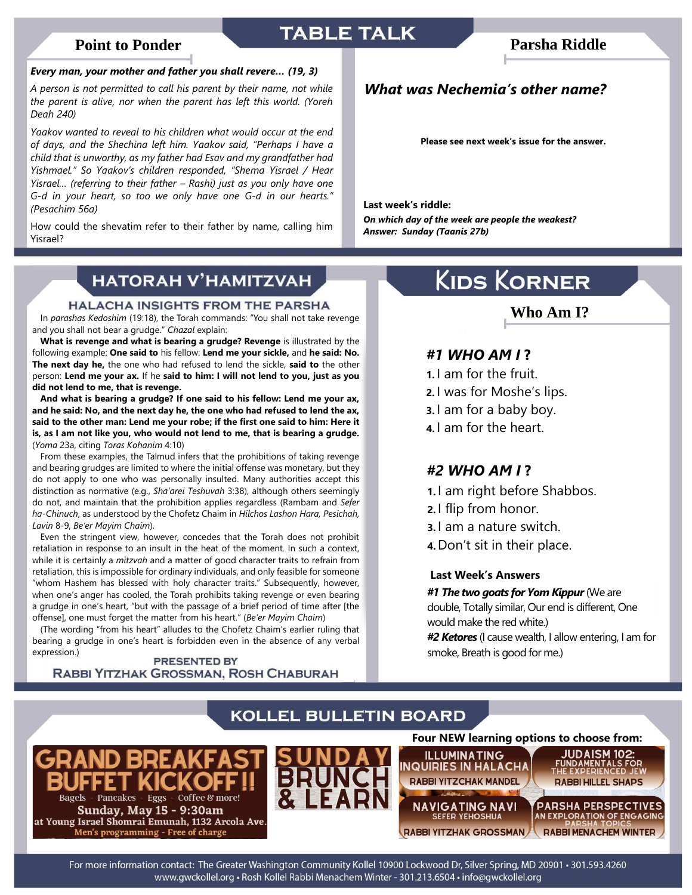# TABLE TALK

## Point to Ponder

***Every man, your mother and father you shall revere... (19, 3)***

*A person is not permitted to call his parent by their name, not while the parent is alive, nor when the parent has left this world. (Yoreh Deah 240)*

*Yaakov wanted to reveal to his children what would occur at the end of days, and the Shechina left him. Yaakov said, "Perhaps I have a child that is unworthy, as my father had Esav and my grandfather had Yishmael." So Yaakov's children responded, "Shema Yisrael / Hear Yisrael... (referring to their father – Rashi) just as you only have one G-d in your heart, so too we only have one G-d in our hearts." (Pesachim 56a)*

How could the shevatim refer to their father by name, calling him Yisrael?

## Parsha Riddle

***What was Nechemia's other name?***

**Please see next week's issue for the answer.**

**Last week's riddle:**

***On which day of the week are people the weakest?***
***Answer: Sunday (Taanis 27b)***

# HATORAH V'HAMITZVAH

### HALACHA INSIGHTS FROM THE PARSHA

In *parashas Kedoshim* (19:18), the Torah commands: "You shall not take revenge and you shall not bear a grudge." *Chazal* explain:

**What is revenge and what is bearing a grudge? Revenge** is illustrated by the following example: **One said to** his fellow: **Lend me your sickle,** and **he said: No. The next day he,** the one who had refused to lend the sickle, **said to** the other person: **Lend me your ax.** If he **said to him: I will not lend to you, just as you did not lend to me, that is revenge.**

**And what is bearing a grudge? If one said to his fellow: Lend me your ax, and he said: No, and the next day he, the one who had refused to lend the ax, said to the other man: Lend me your robe; if the first one said to him: Here it is, as I am not like you, who would not lend to me, that is bearing a grudge.** (*Yoma* 23a, citing *Toras Kohanim* 4:10)

From these examples, the Talmud infers that the prohibitions of taking revenge and bearing grudges are limited to where the initial offense was monetary, but they do not apply to one who was personally insulted. Many authorities accept this distinction as normative (e.g., *Sha'arei Teshuvah* 3:38), although others seemingly do not, and maintain that the prohibition applies regardless (Rambam and *Sefer ha-Chinuch*, as understood by the Chofetz Chaim in *Hilchos Lashon Hara, Pesichah, Lavin* 8-9, *Be'er Mayim Chaim*).

Even the stringent view, however, concedes that the Torah does not prohibit retaliation in response to an insult in the heat of the moment. In such a context, while it is certainly a *mitzvah* and a matter of good character traits to refrain from retaliation, this is impossible for ordinary individuals, and only feasible for someone "whom Hashem has blessed with holy character traits." Subsequently, however, when one's anger has cooled, the Torah prohibits taking revenge or even bearing a grudge in one's heart, "but with the passage of a brief period of time after [the offense], one must forget the matter from his heart." (*Be'er Mayim Chaim*)

(The wording "from his heart" alludes to the Chofetz Chaim's earlier ruling that bearing a grudge in one's heart is forbidden even in the absence of any verbal expression.)

PRESENTED BY
RABBI YITZHAK GROSSMAN, ROSH CHABURAH

# KIDS KORNER

## Who Am I?

### *#1 WHO AM I?*

1. I am for the fruit.
2. I was for Moshe's lips.
3. I am for a baby boy.
4. I am for the heart.

### *#2 WHO AM I?*

1. I am right before Shabbos.
2. I flip from honor.
3. I am a nature switch.
4. Don't sit in their place.

**Last Week's Answers**

***#1 The two goats for Yom Kippur*** (We are double, Totally similar, Our end is different, One would make the red white.)

***#2 Ketores*** (I cause wealth, I allow entering, I am for smoke, Breath is good for me.)

# KOLLEL BULLETIN BOARD

**GRAND BREAKFAST BUFFET KICKOFF!!**
Bagels - Pancakes - Eggs - Coffee & more!
Sunday, May 15 - 9:30am
at Young Israel Shomrai Emunah, 1132 Arcola Ave.
Men's programming - Free of charge

**SUNDAY BRUNCH & LEARN**

**Four NEW learning options to choose from:**

- ILLUMINATING INQUIRIES IN HALACHA – RABBI YITZCHAK MANDEL
- JUDAISM 102: FUNDAMENTALS FOR THE EXPERIENCED JEW – RABBI HILLEL SHAPS
- NAVIGATING NAVI: SEFER YEHOSHUA – RABBI YITZHAK GROSSMAN
- PARSHA PERSPECTIVES: AN EXPLORATION OF ENGAGING PARSHA TOPICS – RABBI MENACHEM WINTER

For more information contact: The Greater Washington Community Kollel 10900 Lockwood Dr, Silver Spring, MD 20901 • 301.593.4260
www.gwckollel.org • Rosh Kollel Rabbi Menachem Winter - 301.213.6504 • info@gwckollel.org